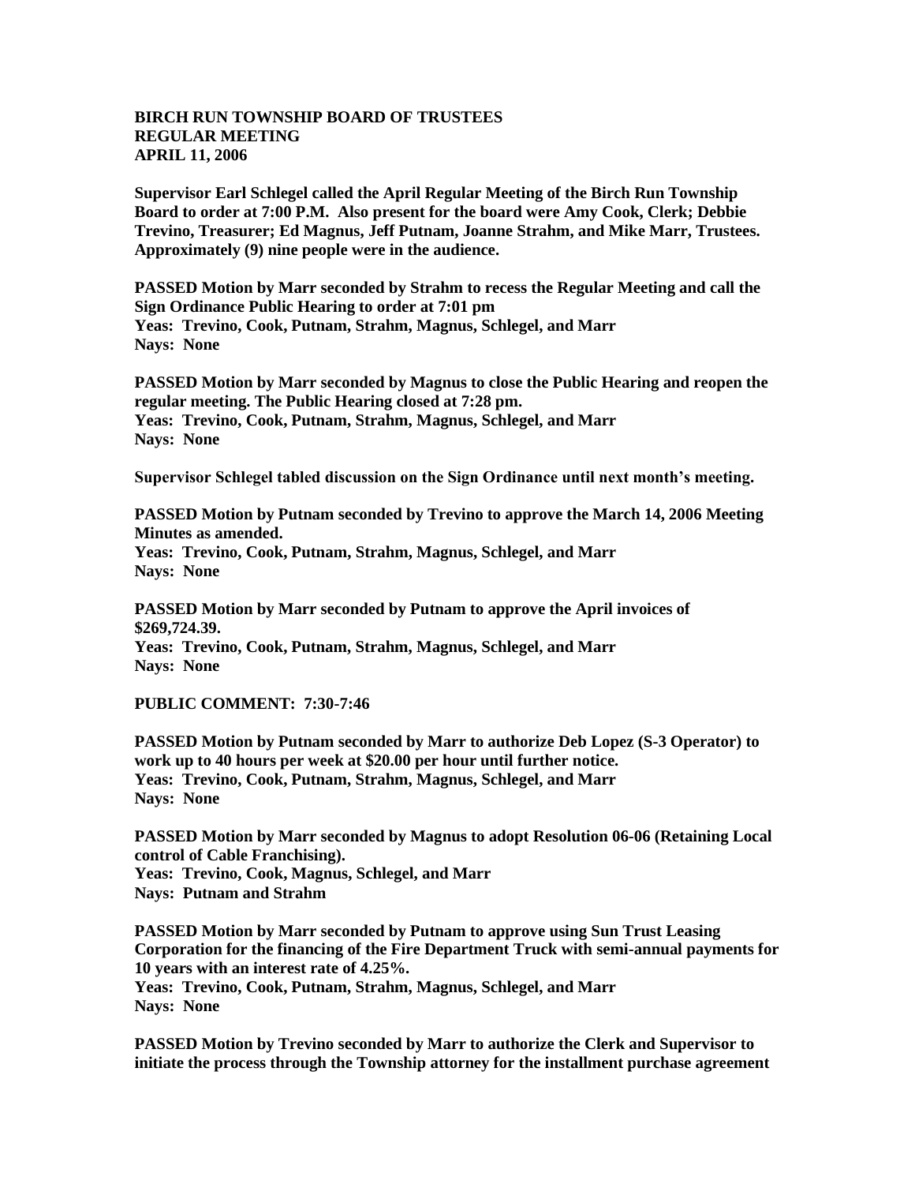**BIRCH RUN TOWNSHIP BOARD OF TRUSTEES**
**REGULAR MEETING**
**APRIL 11, 2006**

**Supervisor Earl Schlegel called the April Regular Meeting of the Birch Run Township Board to order at 7:00 P.M. Also present for the board were Amy Cook, Clerk; Debbie Trevino, Treasurer; Ed Magnus, Jeff Putnam, Joanne Strahm, and Mike Marr, Trustees. Approximately (9) nine people were in the audience.**

**PASSED Motion by Marr seconded by Strahm to recess the Regular Meeting and call the Sign Ordinance Public Hearing to order at 7:01 pm**
**Yeas: Trevino, Cook, Putnam, Strahm, Magnus, Schlegel, and Marr**
**Nays: None**

**PASSED Motion by Marr seconded by Magnus to close the Public Hearing and reopen the regular meeting. The Public Hearing closed at 7:28 pm.**
**Yeas: Trevino, Cook, Putnam, Strahm, Magnus, Schlegel, and Marr**
**Nays: None**

**Supervisor Schlegel tabled discussion on the Sign Ordinance until next month's meeting.**

**PASSED Motion by Putnam seconded by Trevino to approve the March 14, 2006 Meeting Minutes as amended.**
**Yeas: Trevino, Cook, Putnam, Strahm, Magnus, Schlegel, and Marr**
**Nays: None**

**PASSED Motion by Marr seconded by Putnam to approve the April invoices of $269,724.39.**
**Yeas: Trevino, Cook, Putnam, Strahm, Magnus, Schlegel, and Marr**
**Nays: None**

**PUBLIC COMMENT: 7:30-7:46**

**PASSED Motion by Putnam seconded by Marr to authorize Deb Lopez (S-3 Operator) to work up to 40 hours per week at $20.00 per hour until further notice.**
**Yeas: Trevino, Cook, Putnam, Strahm, Magnus, Schlegel, and Marr**
**Nays: None**

**PASSED Motion by Marr seconded by Magnus to adopt Resolution 06-06 (Retaining Local control of Cable Franchising).**
**Yeas: Trevino, Cook, Magnus, Schlegel, and Marr**
**Nays: Putnam and Strahm**

**PASSED Motion by Marr seconded by Putnam to approve using Sun Trust Leasing Corporation for the financing of the Fire Department Truck with semi-annual payments for 10 years with an interest rate of 4.25%.**
**Yeas: Trevino, Cook, Putnam, Strahm, Magnus, Schlegel, and Marr**
**Nays: None**

**PASSED Motion by Trevino seconded by Marr to authorize the Clerk and Supervisor to initiate the process through the Township attorney for the installment purchase agreement**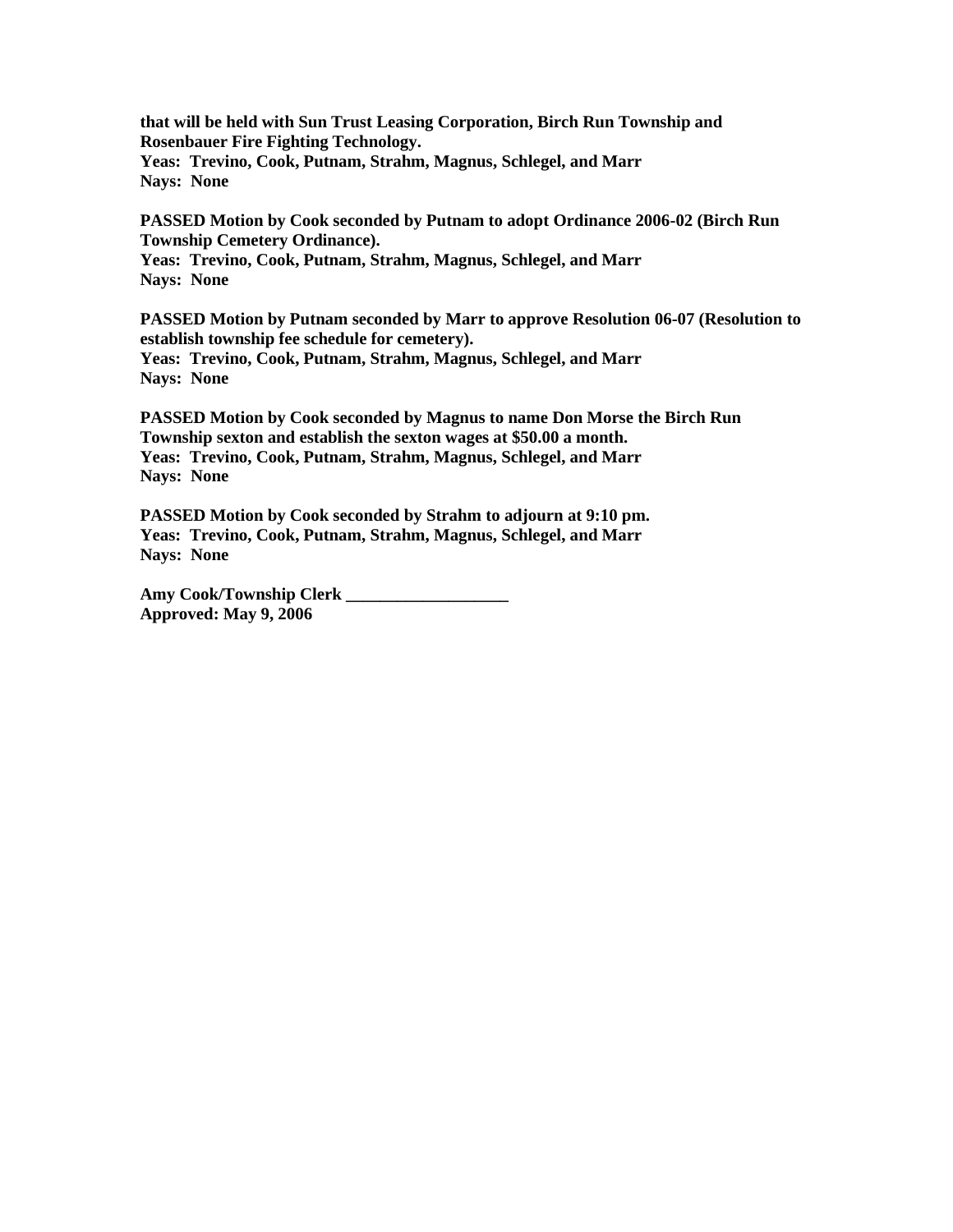**that will be held with Sun Trust Leasing Corporation, Birch Run Township and Rosenbauer Fire Fighting Technology.**
**Yeas: Trevino, Cook, Putnam, Strahm, Magnus, Schlegel, and Marr**
**Nays: None**

**PASSED Motion by Cook seconded by Putnam to adopt Ordinance 2006-02 (Birch Run Township Cemetery Ordinance).**
**Yeas: Trevino, Cook, Putnam, Strahm, Magnus, Schlegel, and Marr**
**Nays: None**

**PASSED Motion by Putnam seconded by Marr to approve Resolution 06-07 (Resolution to establish township fee schedule for cemetery).**
**Yeas: Trevino, Cook, Putnam, Strahm, Magnus, Schlegel, and Marr**
**Nays: None**

**PASSED Motion by Cook seconded by Magnus to name Don Morse the Birch Run Township sexton and establish the sexton wages at $50.00 a month.**
**Yeas: Trevino, Cook, Putnam, Strahm, Magnus, Schlegel, and Marr**
**Nays: None**

**PASSED Motion by Cook seconded by Strahm to adjourn at 9:10 pm.**
**Yeas: Trevino, Cook, Putnam, Strahm, Magnus, Schlegel, and Marr**
**Nays: None**

**Amy Cook/Township Clerk ___________________**
**Approved: May 9, 2006**